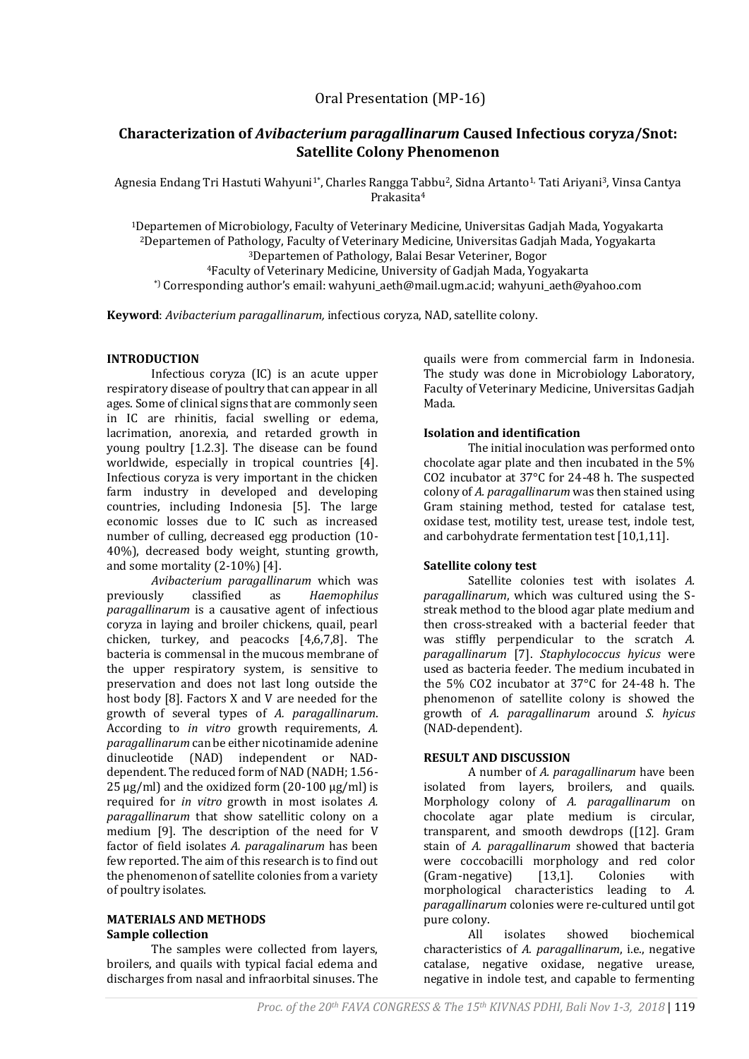Oral Presentation (MP-16)

# Characterization of *Avibacterium paragallinarum* Caused Infectious coryza/Snot: Satellite Colony Phenomenon

Agnesia Endang Tri Hastuti Wahyuni[1*], Charles Rangga Tabbu[2], Sidna Artanto[1,] Tati Ariyani[3], Vinsa Cantya Prakasita[4]

[1]Departemen of Microbiology, Faculty of Veterinary Medicine, Universitas Gadjah Mada, Yogyakarta
[2]Departemen of Pathology, Faculty of Veterinary Medicine, Universitas Gadjah Mada, Yogyakarta
[3]Departemen of Pathology, Balai Besar Veteriner, Bogor
[4]Faculty of Veterinary Medicine, University of Gadjah Mada, Yogyakarta
[*)] Corresponding author's email: wahyuni_aeth@mail.ugm.ac.id; wahyuni_aeth@yahoo.com

**Keyword**: *Avibacterium paragallinarum,* infectious coryza, NAD, satellite colony.

## INTRODUCTION

Infectious coryza (IC) is an acute upper respiratory disease of poultry that can appear in all ages. Some of clinical signs that are commonly seen in IC are rhinitis, facial swelling or edema, lacrimation, anorexia, and retarded growth in young poultry [1.2.3]. The disease can be found worldwide, especially in tropical countries [4]. Infectious coryza is very important in the chicken farm industry in developed and developing countries, including Indonesia [5]. The large economic losses due to IC such as increased number of culling, decreased egg production (10-40%), decreased body weight, stunting growth, and some mortality (2-10%) [4].

*Avibacterium paragallinarum* which was previously classified as *Haemophilus paragallinarum* is a causative agent of infectious coryza in laying and broiler chickens, quail, pearl chicken, turkey, and peacocks [4,6,7,8]. The bacteria is commensal in the mucous membrane of the upper respiratory system, is sensitive to preservation and does not last long outside the host body [8]. Factors X and V are needed for the growth of several types of *A. paragallinarum*. According to *in vitro* growth requirements, *A. paragallinarum* can be either nicotinamide adenine dinucleotide (NAD) independent or NAD-dependent. The reduced form of NAD (NADH; 1.56-25 µg/ml) and the oxidized form (20-100 µg/ml) is required for *in vitro* growth in most isolates *A. paragallinarum* that show satellitic colony on a medium [9]. The description of the need for V factor of field isolates *A. paragalinarum* has been few reported. The aim of this research is to find out the phenomenon of satellite colonies from a variety of poultry isolates.

## MATERIALS AND METHODS

### Sample collection

The samples were collected from layers, broilers, and quails with typical facial edema and discharges from nasal and infraorbital sinuses. The quails were from commercial farm in Indonesia. The study was done in Microbiology Laboratory, Faculty of Veterinary Medicine, Universitas Gadjah Mada.

### Isolation and identification

The initial inoculation was performed onto chocolate agar plate and then incubated in the 5% CO2 incubator at 37°C for 24-48 h. The suspected colony of *A. paragallinarum* was then stained using Gram staining method, tested for catalase test, oxidase test, motility test, urease test, indole test, and carbohydrate fermentation test [10,1,11].

### Satellite colony test

Satellite colonies test with isolates *A. paragallinarum*, which was cultured using the S-streak method to the blood agar plate medium and then cross-streaked with a bacterial feeder that was stiffly perpendicular to the scratch *A. paragallinarum* [7]. *Staphylococcus hyicus* were used as bacteria feeder. The medium incubated in the 5% CO2 incubator at 37°C for 24-48 h. The phenomenon of satellite colony is showed the growth of *A. paragallinarum* around *S. hyicus* (NAD-dependent).

## RESULT AND DISCUSSION

A number of *A. paragallinarum* have been isolated from layers, broilers, and quails. Morphology colony of *A. paragallinarum* on chocolate agar plate medium is circular, transparent, and smooth dewdrops ([12]. Gram stain of *A. paragallinarum* showed that bacteria were coccobacilli morphology and red color (Gram-negative) [13,1]. Colonies with morphological characteristics leading to *A. paragallinarum* colonies were re-cultured until got pure colony.

All isolates showed biochemical characteristics of *A. paragallinarum*, i.e., negative catalase, negative oxidase, negative urease, negative in indole test, and capable to fermenting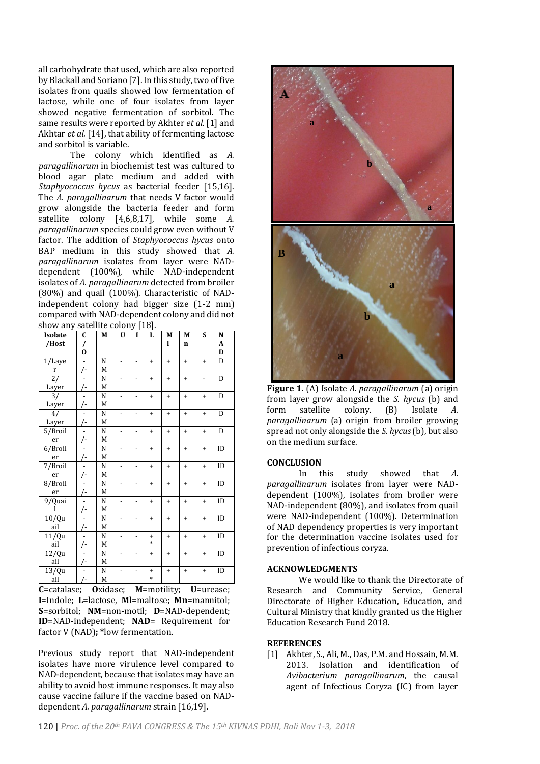all carbohydrate that used, which are also reported by Blackall and Soriano [7]. In this study, two of five isolates from quails showed low fermentation of lactose, while one of four isolates from layer showed negative fermentation of sorbitol. The same results were reported by Akhter *et al.* [1] and Akhtar *et al.* [14], that ability of fermenting lactose and sorbitol is variable.

The colony which identified as *A. paragallinarum* in biochemist test was cultured to blood agar plate medium and added with *Staphyococcus hycus* as bacterial feeder [15,16]. The *A. paragallinarum* that needs V factor would grow alongside the bacteria feeder and form satellite colony [4,6,8,17], while some *A. paragallinarum* species could grow even without V factor. The addition of *Staphyococcus hycus* onto BAP medium in this study showed that *A. paragallinarum* isolates from layer were NAD-dependent (100%), while NAD-independent isolates of *A. paragallinarum* detected from broiler (80%) and quail (100%). Characteristic of NAD-independent colony had bigger size (1-2 mm) compared with NAD-dependent colony and did not show any satellite colony [18].

| Isolate /Host | C/O | M | U | I | L | Ml | Mn | S | NAD |
|---|---|---|---|---|---|---|---|---|---|
| 1/Layer | -/- | NM | - | - | + | + | + | + | D |
| 2/Layer | -/- | NM | - | - | + | + | + | - | D |
| 3/Layer | -/- | NM | - | - | + | + | + | + | D |
| 4/Layer | -/- | NM | - | - | + | + | + | + | D |
| 5/Broiler | -/- | NM | - | - | + | + | + | + | D |
| 6/Broiler | -/- | NM | - | - | + | + | + | + | ID |
| 7/Broiler | -/- | NM | - | - | + | + | + | + | ID |
| 8/Broiler | -/- | NM | - | - | + | + | + | + | ID |
| 9/Quail | -/- | NM | - | - | + | + | + | + | ID |
| 10/Quail | -/- | NM | - | - | + | + | + | + | ID |
| 11/Quail | -/- | NM | - | - | +* | + | + | + | ID |
| 12/Quail | -/- | NM | - | - | + | + | + | + | ID |
| 13/Quail | -/- | NM | - | - | +* | + | + | + | ID |

**C**=catalase; **O**xidase; **M**=motility; **U**=urease; **I**=Indole; **L**=lactose, **Ml**=maltose; **Mn**=mannitol; **S**=sorbitol; **NM**=non-motil; **D**=NAD-dependent; **ID**=NAD-independent; **NAD**= Requirement for factor V (NAD)**; \***low fermentation.

Previous study report that NAD-independent isolates have more virulence level compared to NAD-dependent, because that isolates may have an ability to avoid host immune responses. It may also cause vaccine failure if the vaccine based on NAD-dependent *A. paragallinarum* strain [16,19].

**Figure 1.** (A) Isolate *A. paragallinarum* (a) origin from layer grow alongside the *S. hycus* (b) and form satellite colony. (B) Isolate *A. paragallinarum* (a) origin from broiler growing spread not only alongside the *S. hycus* (b), but also on the medium surface.

## CONCLUSION

In this study showed that *A. paragallinarum* isolates from layer were NAD-dependent (100%), isolates from broiler were NAD-independent (80%), and isolates from quail were NAD-independent (100%). Determination of NAD dependency properties is very important for the determination vaccine isolates used for prevention of infectious coryza.

## ACKNOWLEDGMENTS

We would like to thank the Directorate of Research and Community Service, General Directorate of Higher Education, Education, and Cultural Ministry that kindly granted us the Higher Education Research Fund 2018.

## REFERENCES

[1] Akhter, S., Ali, M., Das, P.M. and Hossain, M.M. 2013. Isolation and identification of *Avibacterium paragallinarum*, the causal agent of Infectious Coryza (IC) from layer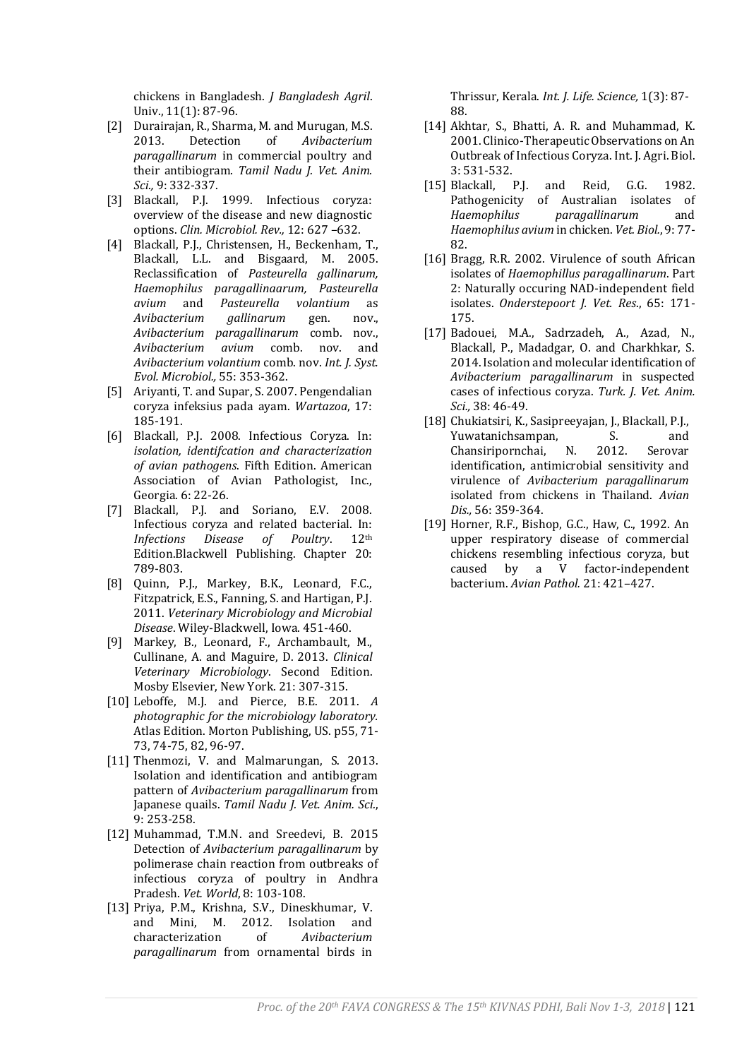chickens in Bangladesh. *J Bangladesh Agril*. Univ., 11(1): 87-96.

[2] Durairajan, R., Sharma, M. and Murugan, M.S. 2013. Detection of *Avibacterium paragallinarum* in commercial poultry and their antibiogram. *Tamil Nadu J. Vet. Anim. Sci.,* 9: 332-337.

[3] Blackall, P.J. 1999. Infectious coryza: overview of the disease and new diagnostic options. *Clin. Microbiol. Rev.,* 12: 627 –632.

[4] Blackall, P.J., Christensen, H., Beckenham, T., Blackall, L.L. and Bisgaard, M. 2005. Reclassification of *Pasteurella gallinarum, Haemophilus paragallinaarum, Pasteurella avium* and *Pasteurella volantium* as *Avibacterium gallinarum* gen. nov., *Avibacterium paragallinarum* comb. nov., *Avibacterium avium* comb. nov. and *Avibacterium volantium* comb. nov. *Int. J. Syst. Evol. Microbiol.,* 55: 353-362.

[5] Ariyanti, T. and Supar, S. 2007. Pengendalian coryza infeksius pada ayam. *Wartazoa*, 17: 185-191.

[6] Blackall, P.J. 2008. Infectious Coryza. In: *isolation, identifcation and characterization of avian pathogens*. Fifth Edition. American Association of Avian Pathologist, Inc., Georgia. 6: 22-26.

[7] Blackall, P.J. and Soriano, E.V. 2008. Infectious coryza and related bacterial. In: *Infections Disease of Poultry*. 12th Edition.Blackwell Publishing. Chapter 20: 789-803.

[8] Quinn, P.J., Markey, B.K., Leonard, F.C., Fitzpatrick, E.S., Fanning, S. and Hartigan, P.J. 2011. *Veterinary Microbiology and Microbial Disease*. Wiley-Blackwell, Iowa. 451-460.

[9] Markey, B., Leonard, F., Archambault, M., Cullinane, A. and Maguire, D. 2013. *Clinical Veterinary Microbiology*. Second Edition. Mosby Elsevier, New York. 21: 307-315.

[10] Leboffe, M.J. and Pierce, B.E. 2011. *A photographic for the microbiology laboratory.* Atlas Edition. Morton Publishing, US. p55, 71-73, 74-75, 82, 96-97.

[11] Thenmozi, V. and Malmarungan, S. 2013. Isolation and identification and antibiogram pattern of *Avibacterium paragallinarum* from Japanese quails. *Tamil Nadu J. Vet. Anim. Sci.*, 9: 253-258.

[12] Muhammad, T.M.N. and Sreedevi, B. 2015 Detection of *Avibacterium paragallinarum* by polimerase chain reaction from outbreaks of infectious coryza of poultry in Andhra Pradesh. *Vet. World*, 8: 103-108.

[13] Priya, P.M., Krishna, S.V., Dineskhumar, V. and Mini, M. 2012. Isolation and characterization of *Avibacterium paragallinarum* from ornamental birds in Thrissur, Kerala. *Int. J. Life. Science,* 1(3): 87-88.

[14] Akhtar, S., Bhatti, A. R. and Muhammad, K. 2001. Clinico-Therapeutic Observations on An Outbreak of Infectious Coryza. Int. J. Agri. Biol. 3: 531-532.

[15] Blackall, P.J. and Reid, G.G. 1982. Pathogenicity of Australian isolates of *Haemophilus paragallinarum* and *Haemophilus avium* in chicken. *Vet. Biol.*, 9: 77-82.

[16] Bragg, R.R. 2002. Virulence of south African isolates of *Haemophillus paragallinarum*. Part 2: Naturally occuring NAD-independent field isolates. *Onderstepoort J. Vet. Res.*, 65: 171-175.

[17] Badouei, M.A., Sadrzadeh, A., Azad, N., Blackall, P., Madadgar, O. and Charkhkar, S. 2014. Isolation and molecular identification of *Avibacterium paragallinarum* in suspected cases of infectious coryza. *Turk. J. Vet. Anim. Sci.,* 38: 46-49.

[18] Chukiatsiri, K., Sasipreeyajan, J., Blackall, P.J., Yuwatanichsampan, S. and Chansiripornchai, N. 2012. Serovar identification, antimicrobial sensitivity and virulence of *Avibacterium paragallinarum* isolated from chickens in Thailand. *Avian Dis.,* 56: 359-364.

[19] Horner, R.F., Bishop, G.C., Haw, C., 1992. An upper respiratory disease of commercial chickens resembling infectious coryza, but caused by a V factor-independent bacterium. *Avian Pathol.* 21: 421–427.